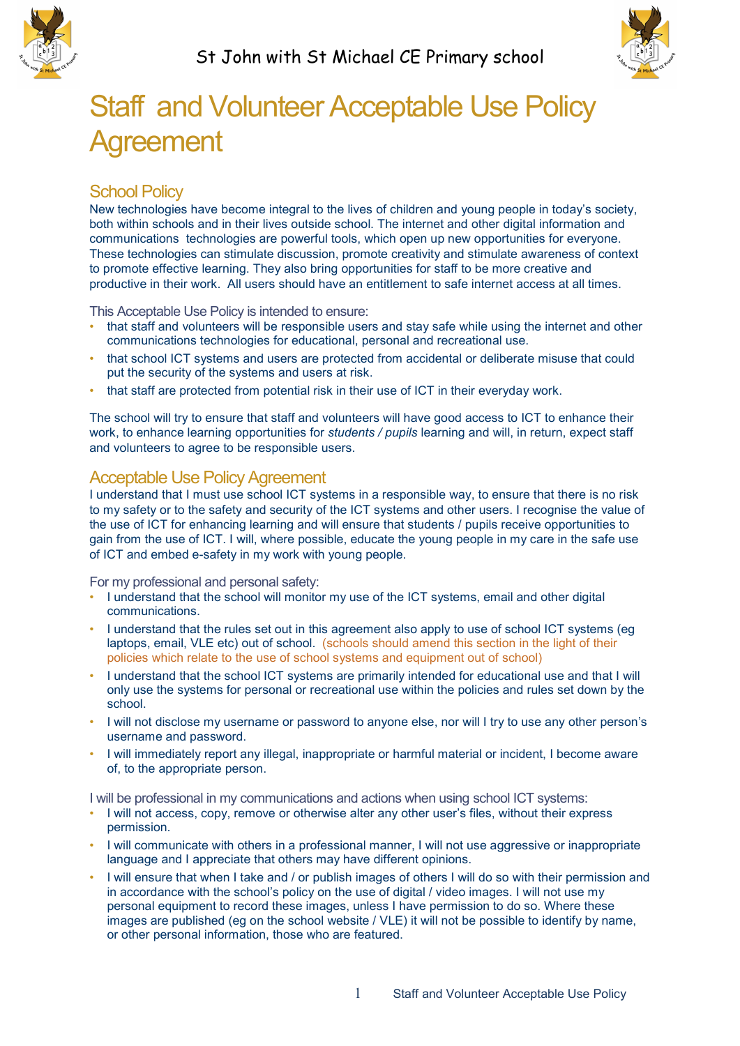St John with St Michael CE Primary school

# Staff and Volunteer Acceptable Use Policy Agreement

## School Policy

New technologies have become integral to the lives of children and young people in today's society, both within schools and in their lives outside school. The internet and other digital information and communications technologies are powerful tools, which open up new opportunities for everyone. These technologies can stimulate discussion, promote creativity and stimulate awareness of context to promote effective learning. They also bring opportunities for staff to be more creative and productive in their work. All users should have an entitlement to safe internet access at all times.

This Acceptable Use Policy is intended to ensure:

- that staff and volunteers will be responsible users and stay safe while using the internet and other communications technologies for educational, personal and recreational use.
- that school ICT systems and users are protected from accidental or deliberate misuse that could put the security of the systems and users at risk.
- that staff are protected from potential risk in their use of ICT in their everyday work.

The school will try to ensure that staff and volunteers will have good access to ICT to enhance their work, to enhance learning opportunities for *students / pupils* learning and will, in return, expect staff and volunteers to agree to be responsible users.

## Acceptable Use Policy Agreement

I understand that I must use school ICT systems in a responsible way, to ensure that there is no risk to my safety or to the safety and security of the ICT systems and other users. I recognise the value of the use of ICT for enhancing learning and will ensure that students / pupils receive opportunities to gain from the use of ICT. I will, where possible, educate the young people in my care in the safe use of ICT and embed e-safety in my work with young people.

For my professional and personal safety:

- I understand that the school will monitor my use of the ICT systems, email and other digital communications.
- I understand that the rules set out in this agreement also apply to use of school ICT systems (eg laptops, email, VLE etc) out of school. (schools should amend this section in the light of their policies which relate to the use of school systems and equipment out of school)
- I understand that the school ICT systems are primarily intended for educational use and that I will only use the systems for personal or recreational use within the policies and rules set down by the school.
- I will not disclose my username or password to anyone else, nor will I try to use any other person's username and password.
- I will immediately report any illegal, inappropriate or harmful material or incident, I become aware of, to the appropriate person.

I will be professional in my communications and actions when using school ICT systems:

- I will not access, copy, remove or otherwise alter any other user's files, without their express permission.
- I will communicate with others in a professional manner, I will not use aggressive or inappropriate language and I appreciate that others may have different opinions.
- I will ensure that when I take and / or publish images of others I will do so with their permission and in accordance with the school's policy on the use of digital / video images. I will not use my personal equipment to record these images, unless I have permission to do so. Where these images are published (eg on the school website / VLE) it will not be possible to identify by name, or other personal information, those who are featured.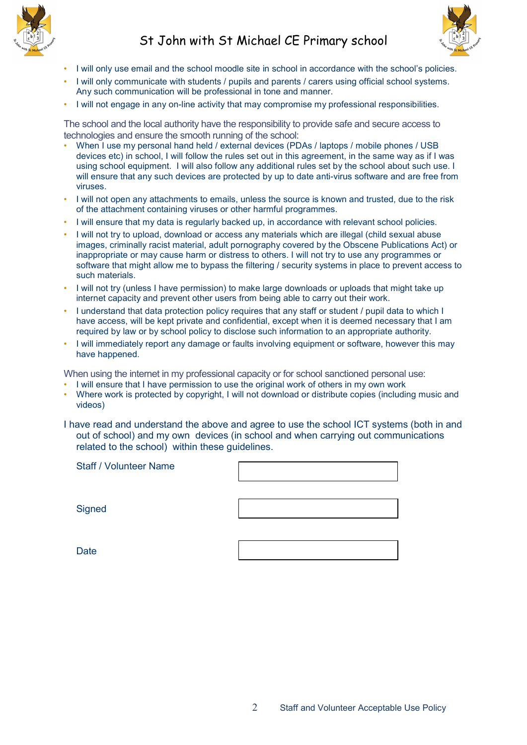- I will only use email and the school moodle site in school in accordance with the school's policies.
- I will only communicate with students / pupils and parents / carers using official school systems. Any such communication will be professional in tone and manner.
- I will not engage in any on-line activity that may compromise my professional responsibilities.

The school and the local authority have the responsibility to provide safe and secure access to technologies and ensure the smooth running of the school:

- When I use my personal hand held / external devices (PDAs / laptops / mobile phones / USB devices etc) in school, I will follow the rules set out in this agreement, in the same way as if I was using school equipment. I will also follow any additional rules set by the school about such use. I will ensure that any such devices are protected by up to date anti-virus software and are free from viruses.
- I will not open any attachments to emails, unless the source is known and trusted, due to the risk of the attachment containing viruses or other harmful programmes.
- I will ensure that my data is regularly backed up, in accordance with relevant school policies.
- I will not try to upload, download or access any materials which are illegal (child sexual abuse images, criminally racist material, adult pornography covered by the Obscene Publications Act) or inappropriate or may cause harm or distress to others. I will not try to use any programmes or software that might allow me to bypass the filtering / security systems in place to prevent access to such materials.
- I will not try (unless I have permission) to make large downloads or uploads that might take up internet capacity and prevent other users from being able to carry out their work.
- I understand that data protection policy requires that any staff or student / pupil data to which I have access, will be kept private and confidential, except when it is deemed necessary that I am required by law or by school policy to disclose such information to an appropriate authority.
- I will immediately report any damage or faults involving equipment or software, however this may have happened.

When using the internet in my professional capacity or for school sanctioned personal use:

- I will ensure that I have permission to use the original work of others in my own work
- Where work is protected by copyright, I will not download or distribute copies (including music and videos)

I have read and understand the above and agree to use the school ICT systems (both in and out of school) and my own devices (in school and when carrying out communications related to the school) within these guidelines.

| | |
|---|---|
| Staff / Volunteer Name | |
| Signed | |
| Date | |